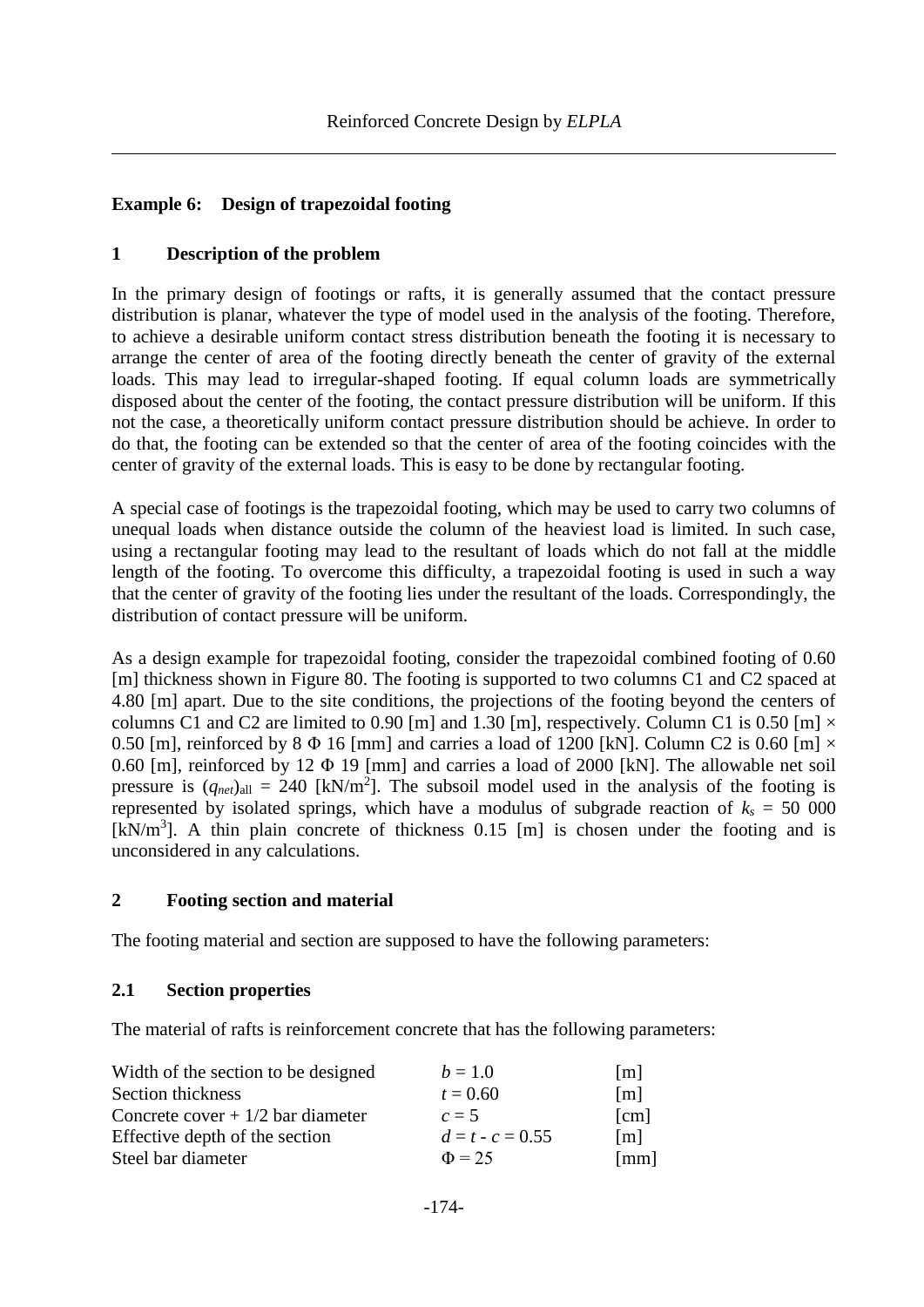## Example 6: Design of trapezoidal footing

### 1 Description of the problem

In the primary design of footings or rafts, it is generally assumed that the contact pressure distribution is planar, whatever the type of model used in the analysis of the footing. Therefore, to achieve a desirable uniform contact stress distribution beneath the footing it is necessary to arrange the center of area of the footing directly beneath the center of gravity of the external loads. This may lead to irregular-shaped footing. If equal column loads are symmetrically disposed about the center of the footing, the contact pressure distribution will be uniform. If this not the case, a theoretically uniform contact pressure distribution should be achieve. In order to do that, the footing can be extended so that the center of area of the footing coincides with the center of gravity of the external loads. This is easy to be done by rectangular footing.

A special case of footings is the trapezoidal footing, which may be used to carry two columns of unequal loads when distance outside the column of the heaviest load is limited. In such case, using a rectangular footing may lead to the resultant of loads which do not fall at the middle length of the footing. To overcome this difficulty, a trapezoidal footing is used in such a way that the center of gravity of the footing lies under the resultant of the loads. Correspondingly, the distribution of contact pressure will be uniform.

As a design example for trapezoidal footing, consider the trapezoidal combined footing of 0.60 [m] thickness shown in Figure 80. The footing is supported to two columns C1 and C2 spaced at 4.80 [m] apart. Due to the site conditions, the projections of the footing beyond the centers of columns C1 and C2 are limited to 0.90 [m] and 1.30 [m], respectively. Column C1 is 0.50 [m] × 0.50 [m], reinforced by 8 Φ 16 [mm] and carries a load of 1200 [kN]. Column C2 is 0.60 [m] × 0.60 [m], reinforced by 12 Φ 19 [mm] and carries a load of 2000 [kN]. The allowable net soil pressure is $(q_{net})_{all}$ = 240 [kN/m$^2$]. The subsoil model used in the analysis of the footing is represented by isolated springs, which have a modulus of subgrade reaction of $k_s$ = 50 000 [kN/m$^3$]. A thin plain concrete of thickness 0.15 [m] is chosen under the footing and is unconsidered in any calculations.

### 2 Footing section and material

The footing material and section are supposed to have the following parameters:

#### 2.1 Section properties

The material of rafts is reinforcement concrete that has the following parameters:

| | | |
|---|---|---|
| Width of the section to be designed | $b = 1.0$ | [m] |
| Section thickness | $t = 0.60$ | [m] |
| Concrete cover + 1/2 bar diameter | $c = 5$ | [cm] |
| Effective depth of the section | $d = t - c = 0.55$ | [m] |
| Steel bar diameter | $\Phi = 25$ | [mm] |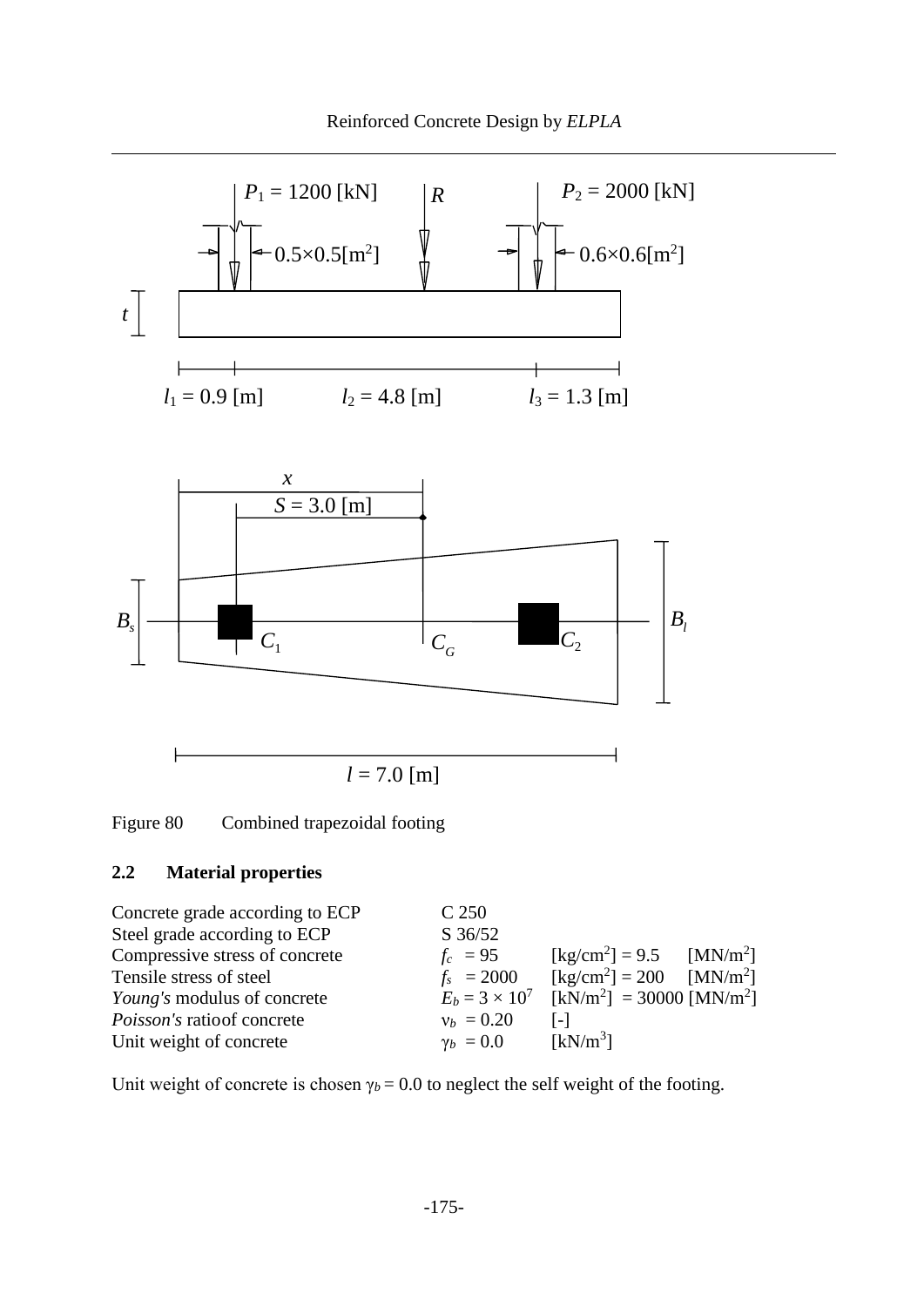Figure 80 Combined trapezoidal footing

### 2.2 Material properties

| | | |
|---|---|---|
| Concrete grade according to ECP | C 250 | |
| Steel grade according to ECP | S 36/52 | |
| Compressive stress of concrete | $f_c$ = 95 | [kg/cm$^2$] = 9.5 [MN/m$^2$] |
| Tensile stress of steel | $f_s$ = 2000 | [kg/cm$^2$] = 200 [MN/m$^2$] |
| *Young's* modulus of concrete | $E_b = 3 \times 10^7$ | [kN/m$^2$] = 30000 [MN/m$^2$] |
| *Poisson's* ratioof concrete | $\nu_b$ = 0.20 | [-] |
| Unit weight of concrete | $\gamma_b$ = 0.0 | [kN/m$^3$] |

Unit weight of concrete is chosen $\gamma_b = 0.0$ to neglect the self weight of the footing.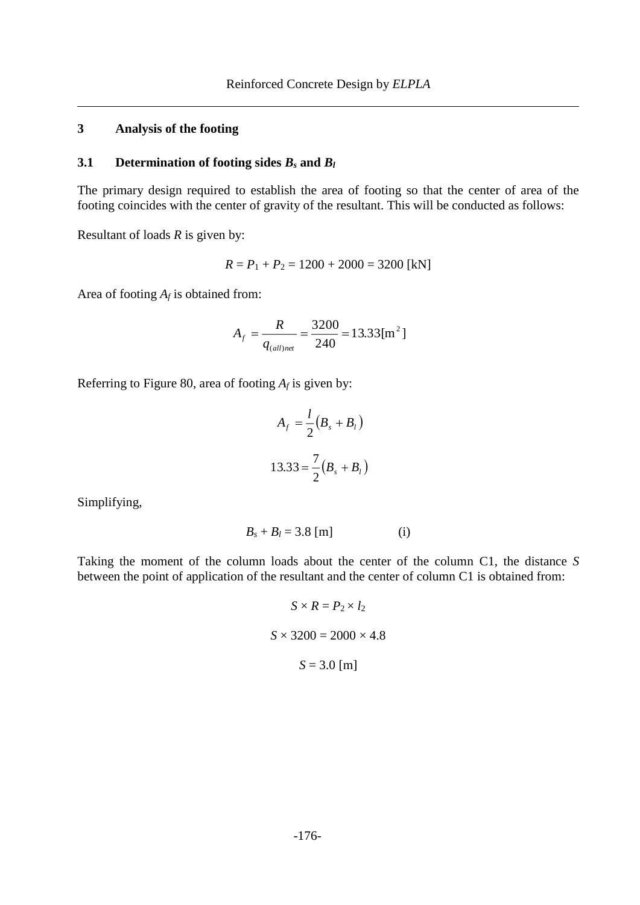## 3 Analysis of the footing

### 3.1 Determination of footing sides $B_s$ and $B_l$

The primary design required to establish the area of footing so that the center of area of the footing coincides with the center of gravity of the resultant. This will be conducted as follows:

Resultant of loads $R$ is given by:

$$R = P_1 + P_2 = 1200 + 2000 = 3200 \text{ [kN]}$$

Area of footing $A_f$ is obtained from:

$$A_f = \frac{R}{q_{(all)net}} = \frac{3200}{240} = 13.33 [\text{m}^2]$$

Referring to Figure 80, area of footing $A_f$ is given by:

$$A_f = \frac{l}{2}\left(B_s + B_l\right)$$

$$13.33 = \frac{7}{2}\left(B_s + B_l\right)$$

Simplifying,

$$B_s + B_l = 3.8 \text{ [m]} \qquad \text{(i)}$$

Taking the moment of the column loads about the center of the column C1, the distance $S$ between the point of application of the resultant and the center of column C1 is obtained from:

$$S \times R = P_2 \times l_2$$

$$S \times 3200 = 2000 \times 4.8$$

$$S = 3.0 \text{ [m]}$$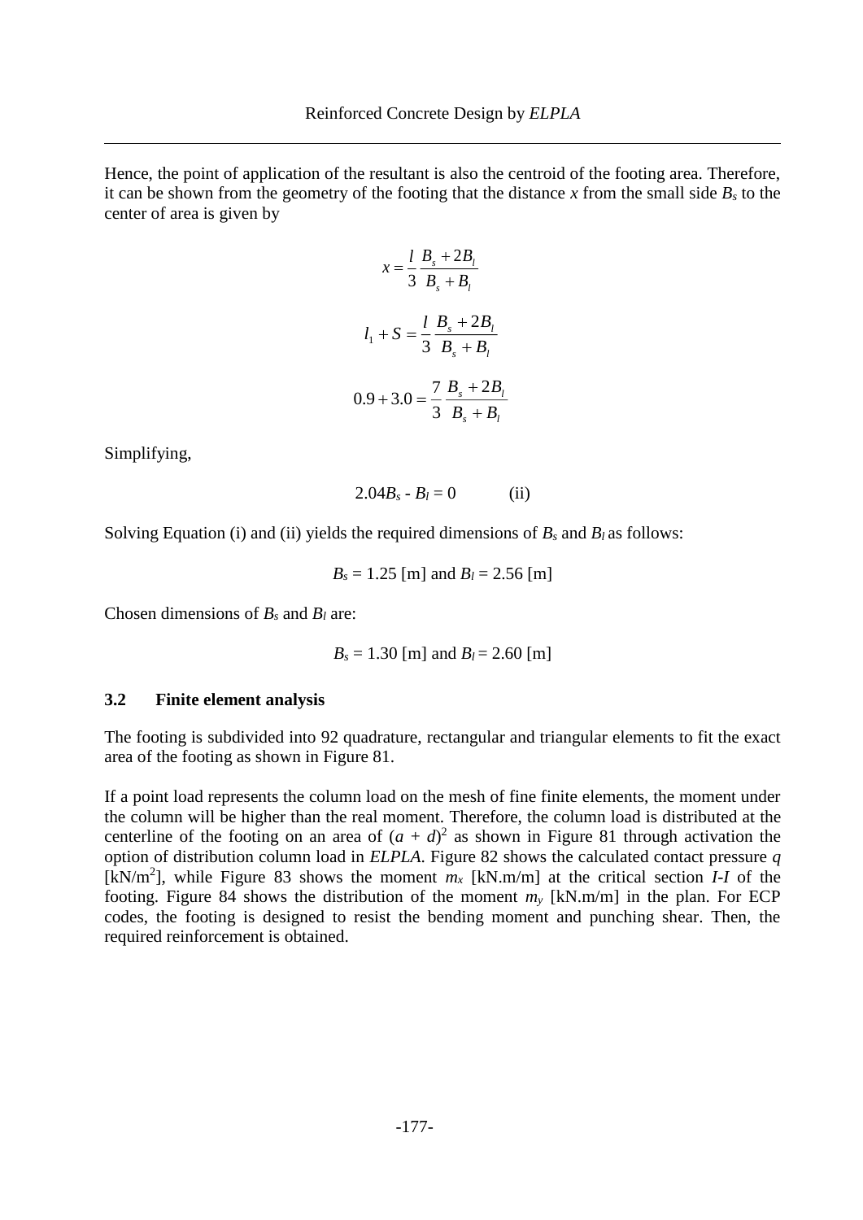Hence, the point of application of the resultant is also the centroid of the footing area. Therefore, it can be shown from the geometry of the footing that the distance $x$ from the small side $B_s$ to the center of area is given by

$$x = \frac{l}{3}\,\frac{B_s + 2B_l}{B_s + B_l}$$

$$l_1 + S = \frac{l}{3}\,\frac{B_s + 2B_l}{B_s + B_l}$$

$$0.9 + 3.0 = \frac{7}{3}\,\frac{B_s + 2B_l}{B_s + B_l}$$

Simplifying,

$$2.04B_s - B_l = 0 \qquad \text{(ii)}$$

Solving Equation (i) and (ii) yields the required dimensions of $B_s$ and $B_l$ as follows:

$B_s$ = 1.25 [m] and $B_l$ = 2.56 [m]

Chosen dimensions of $B_s$ and $B_l$ are:

$B_s$ = 1.30 [m] and $B_l$ = 2.60 [m]

### 3.2 Finite element analysis

The footing is subdivided into 92 quadrature, rectangular and triangular elements to fit the exact area of the footing as shown in Figure 81.

If a point load represents the column load on the mesh of fine finite elements, the moment under the column will be higher than the real moment. Therefore, the column load is distributed at the centerline of the footing on an area of $(a + d)^2$ as shown in Figure 81 through activation the option of distribution column load in *ELPLA*. Figure 82 shows the calculated contact pressure $q$ [kN/m$^2$], while Figure 83 shows the moment $m_x$ [kN.m/m] at the critical section *I-I* of the footing. Figure 84 shows the distribution of the moment $m_y$ [kN.m/m] in the plan. For ECP codes, the footing is designed to resist the bending moment and punching shear. Then, the required reinforcement is obtained.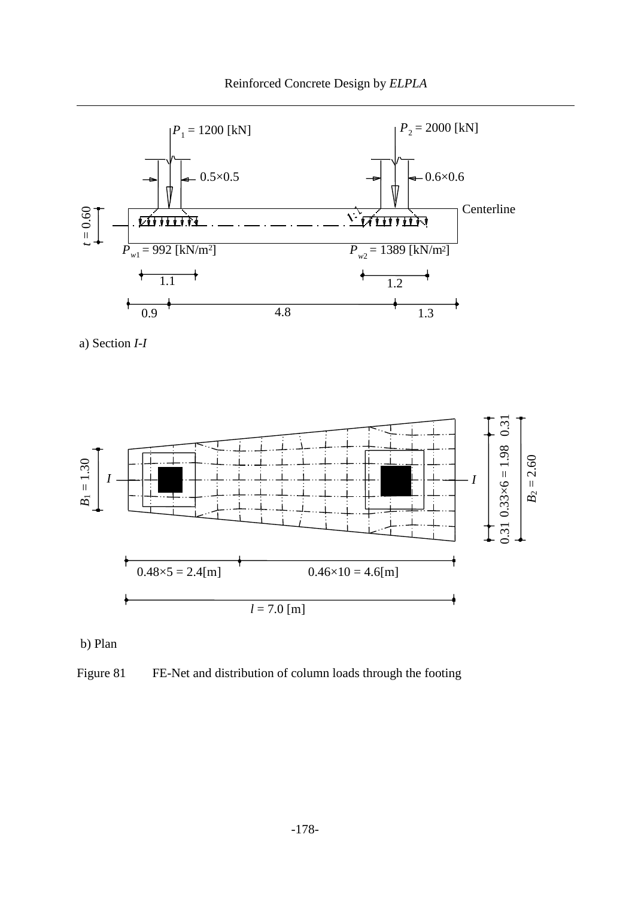a) Section *I-I*

b) Plan

Figure 81 FE-Net and distribution of column loads through the footing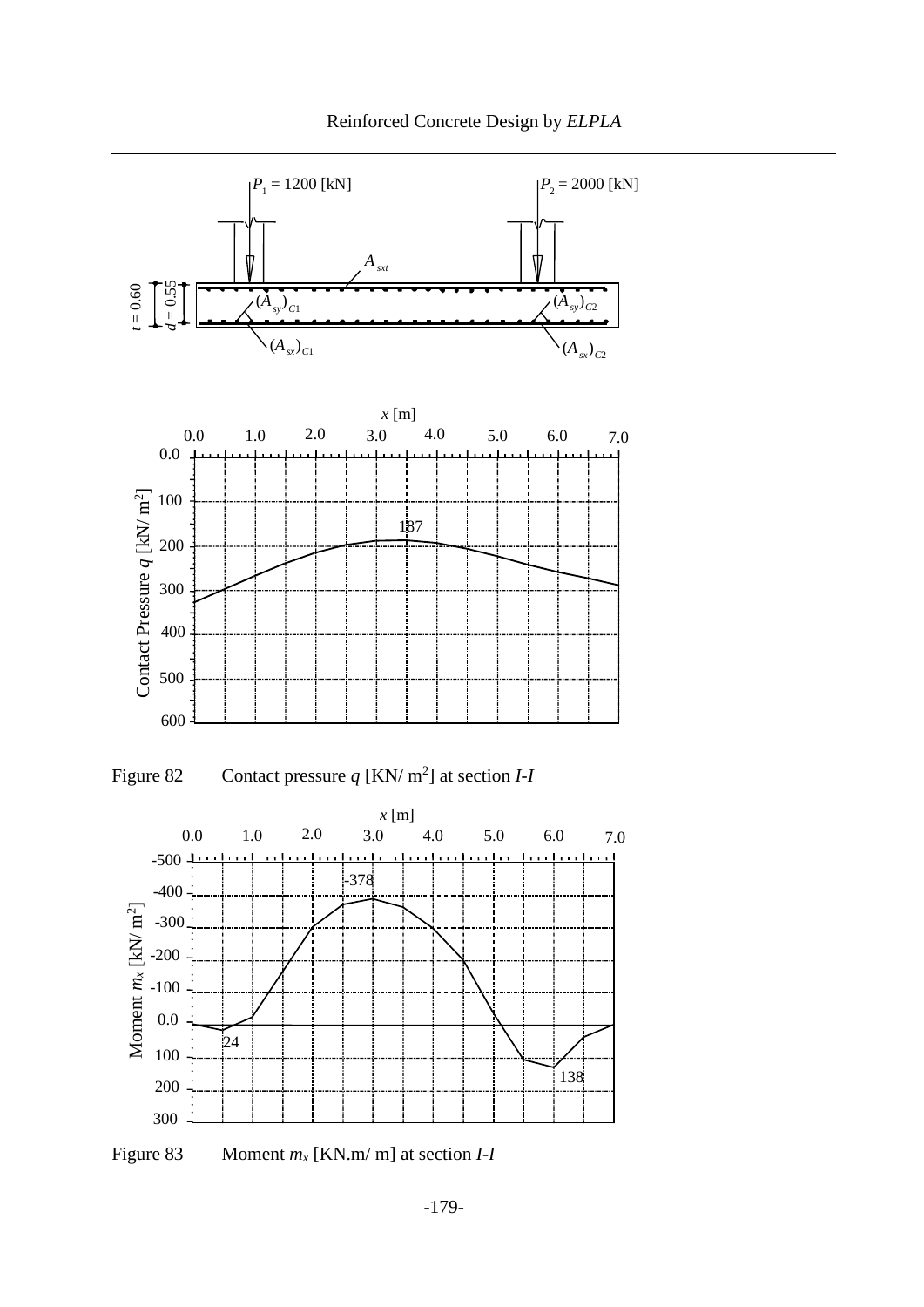Figure 82 Contact pressure $q$ [KN/ m$^2$] at section *I-I*

Figure 83 Moment $m_x$ [KN.m/ m] at section *I-I*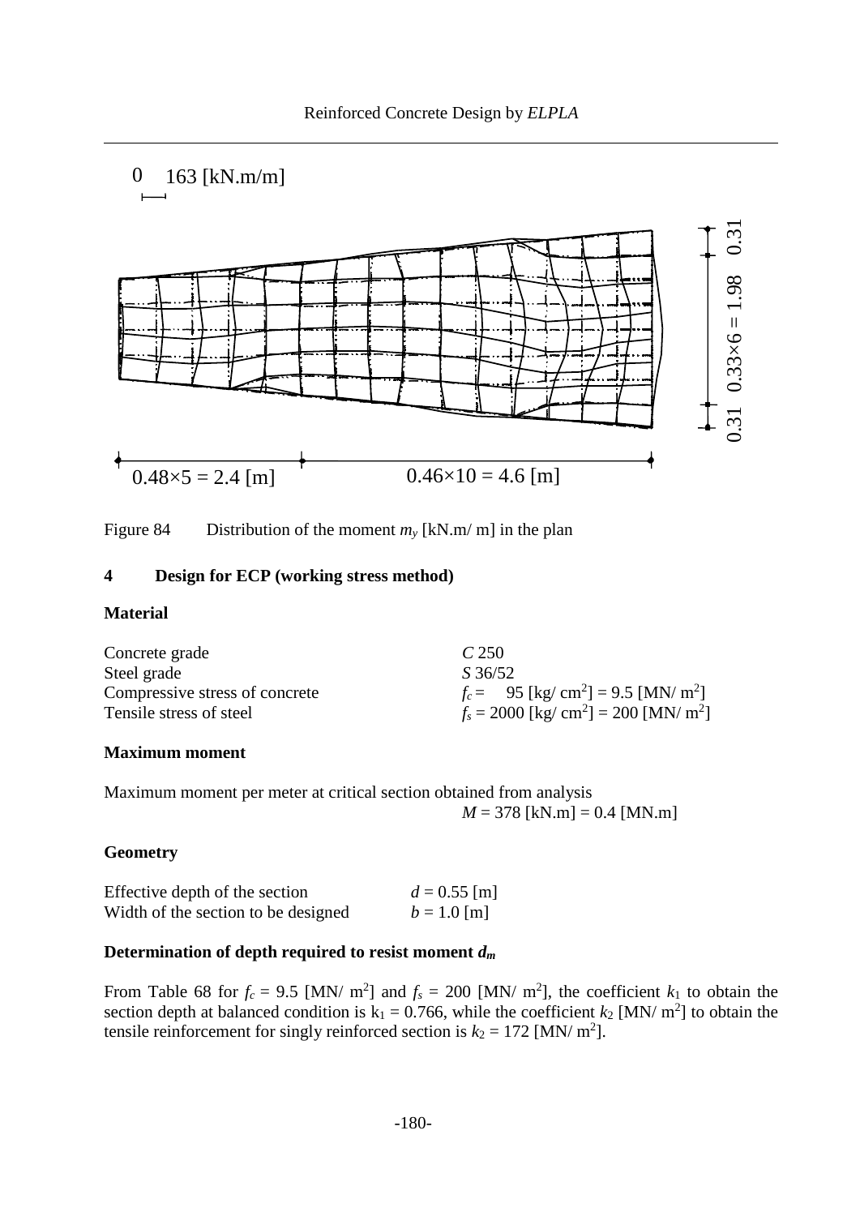Figure 84 Distribution of the moment $m_y$ [kN.m/ m] in the plan

## 4 Design for ECP (working stress method)

### Material

| | |
|---|---|
| Concrete grade | $C$ 250 |
| Steel grade | $S$ 36/52 |
| Compressive stress of concrete | $f_c$ = 95 [kg/ cm$^2$] = 9.5 [MN/ m$^2$] |
| Tensile stress of steel | $f_s$ = 2000 [kg/ cm$^2$] = 200 [MN/ m$^2$] |

### Maximum moment

Maximum moment per meter at critical section obtained from analysis

$M$ = 378 [kN.m] = 0.4 [MN.m]

### Geometry

| | |
|---|---|
| Effective depth of the section | $d$ = 0.55 [m] |
| Width of the section to be designed | $b$ = 1.0 [m] |

### Determination of depth required to resist moment $d_m$

From Table 68 for $f_c$ = 9.5 [MN/ m$^2$] and $f_s$ = 200 [MN/ m$^2$], the coefficient $k_1$ to obtain the section depth at balanced condition is $k_1$ = 0.766, while the coefficient $k_2$ [MN/ m$^2$] to obtain the tensile reinforcement for singly reinforced section is $k_2$ = 172 [MN/ m$^2$].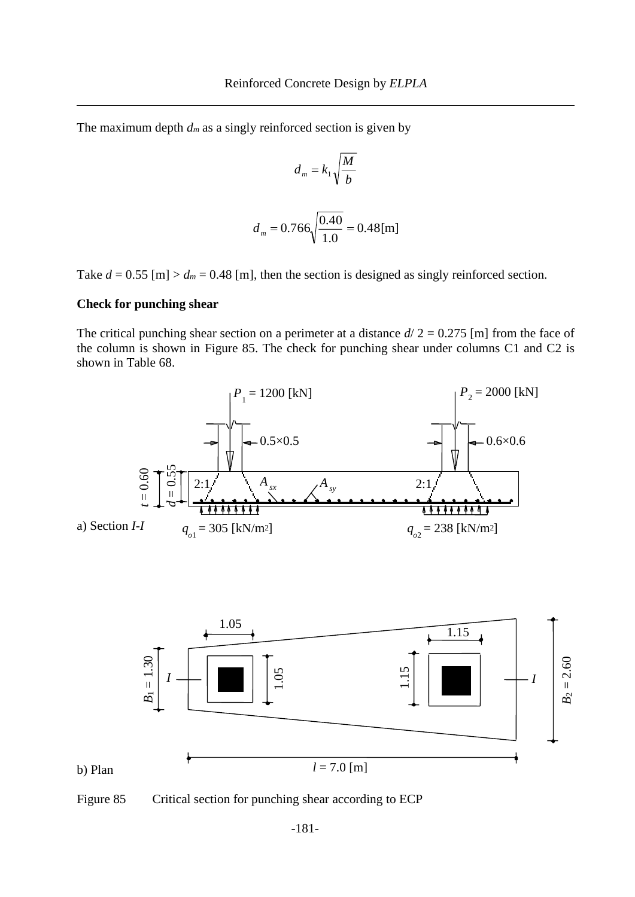The maximum depth $d_m$ as a singly reinforced section is given by

$$d_m = k_1 \sqrt{\frac{M}{b}}$$

$$d_m = 0.766 \sqrt{\frac{0.40}{1.0}} = 0.48[\text{m}]$$

Take $d$ = 0.55 [m] > $d_m$ = 0.48 [m], then the section is designed as singly reinforced section.

**Check for punching shear**

The critical punching shear section on a perimeter at a distance $d/2$ = 0.275 [m] from the face of the column is shown in Figure 85. The check for punching shear under columns C1 and C2 is shown in Table 68.

Figure 85 Critical section for punching shear according to ECP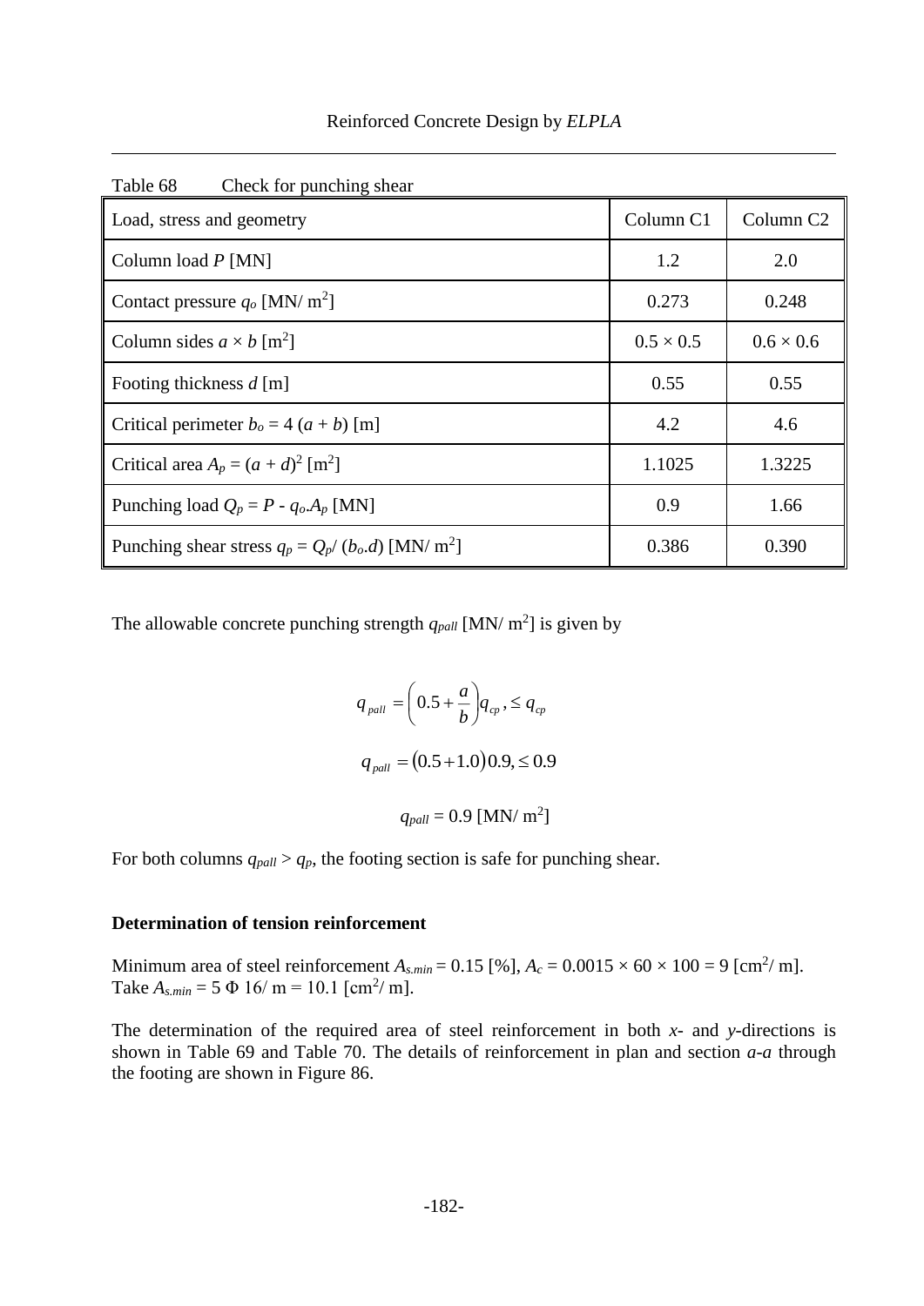Table 68 Check for punching shear

| Load, stress and geometry | Column C1 | Column C2 |
|---|---|---|
| Column load $P$ [MN] | 1.2 | 2.0 |
| Contact pressure $q_o$ [MN/ m$^2$] | 0.273 | 0.248 |
| Column sides $a \times b$ [m$^2$] | 0.5 × 0.5 | 0.6 × 0.6 |
| Footing thickness $d$ [m] | 0.55 | 0.55 |
| Critical perimeter $b_o = 4\ (a + b)$ [m] | 4.2 | 4.6 |
| Critical area $A_p = (a + d)^2$ [m$^2$] | 1.1025 | 1.3225 |
| Punching load $Q_p = P - q_o.A_p$ [MN] | 0.9 | 1.66 |
| Punching shear stress $q_p = Q_p/\ (b_o.d)$ [MN/ m$^2$] | 0.386 | 0.390 |

The allowable concrete punching strength $q_{pall}$ [MN/ m$^2$] is given by

$$q_{pall} = \left(0.5 + \frac{a}{b}\right) q_{cp}, \leq q_{cp}$$

$$q_{pall} = (0.5 + 1.0)\,0.9, \leq 0.9$$

$$q_{pall} = 0.9 \text{ [MN/ m}^2\text{]}$$

For both columns $q_{pall} > q_p$, the footing section is safe for punching shear.

**Determination of tension reinforcement**

Minimum area of steel reinforcement $A_{s.min} = 0.15$ [%], $A_c = 0.0015 \times 60 \times 100 = 9$ [cm$^2$/ m]. Take $A_{s.min} = 5\ \Phi\ 16$/ m = 10.1 [cm$^2$/ m].

The determination of the required area of steel reinforcement in both *x*- and *y*-directions is shown in Table 69 and Table 70. The details of reinforcement in plan and section *a-a* through the footing are shown in Figure 86.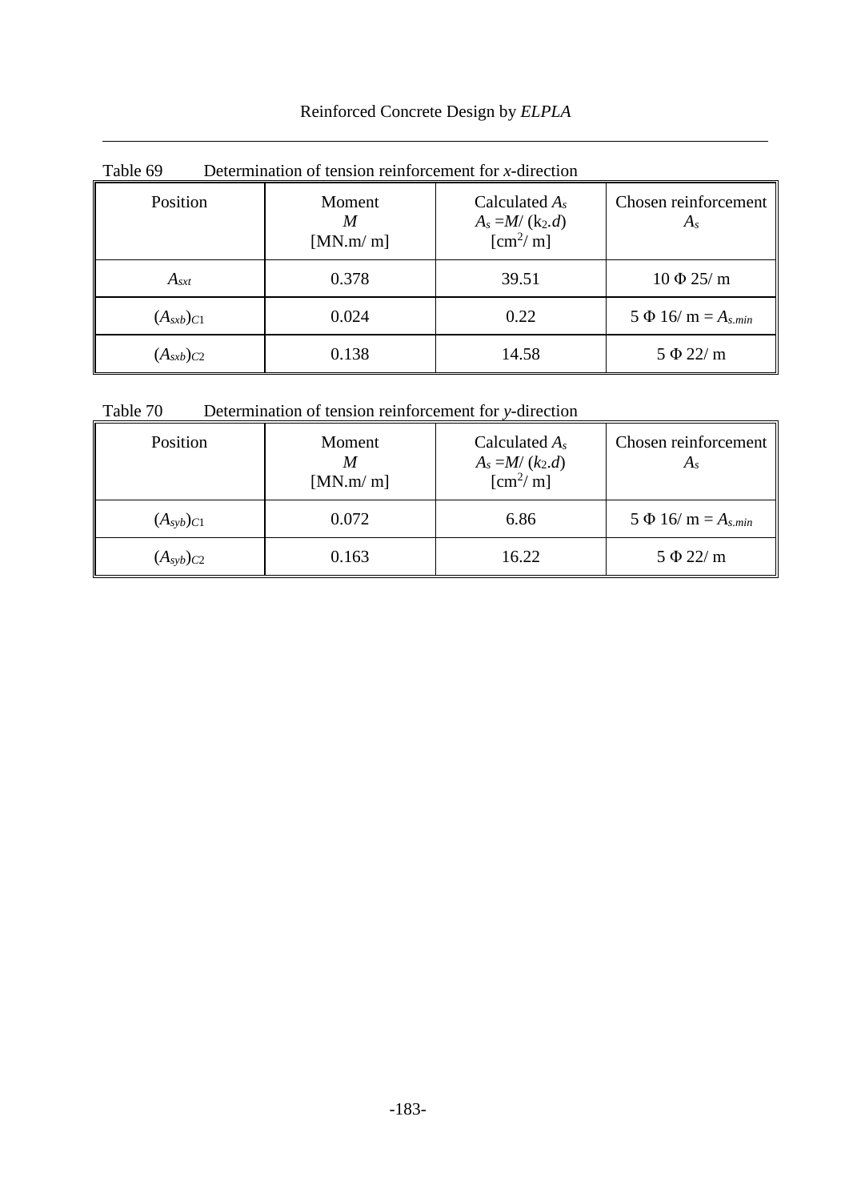Table 69 Determination of tension reinforcement for *x*-direction

| Position | Moment $M$ [MN.m/ m] | Calculated $A_s$ $A_s = M/ (k_2.d)$ [cm$^2$/ m] | Chosen reinforcement $A_s$ |
|---|---|---|---|
| $A_{sxt}$ | 0.378 | 39.51 | 10 Φ 25/ m |
| $(A_{sxb})_{C1}$ | 0.024 | 0.22 | 5 Φ 16/ m = $A_{s.min}$ |
| $(A_{sxb})_{C2}$ | 0.138 | 14.58 | 5 Φ 22/ m |

Table 70 Determination of tension reinforcement for *y*-direction

| Position | Moment $M$ [MN.m/ m] | Calculated $A_s$ $A_s = M/ (k_2.d)$ [cm$^2$/ m] | Chosen reinforcement $A_s$ |
|---|---|---|---|
| $(A_{syb})_{C1}$ | 0.072 | 6.86 | 5 Φ 16/ m = $A_{s.min}$ |
| $(A_{syb})_{C2}$ | 0.163 | 16.22 | 5 Φ 22/ m |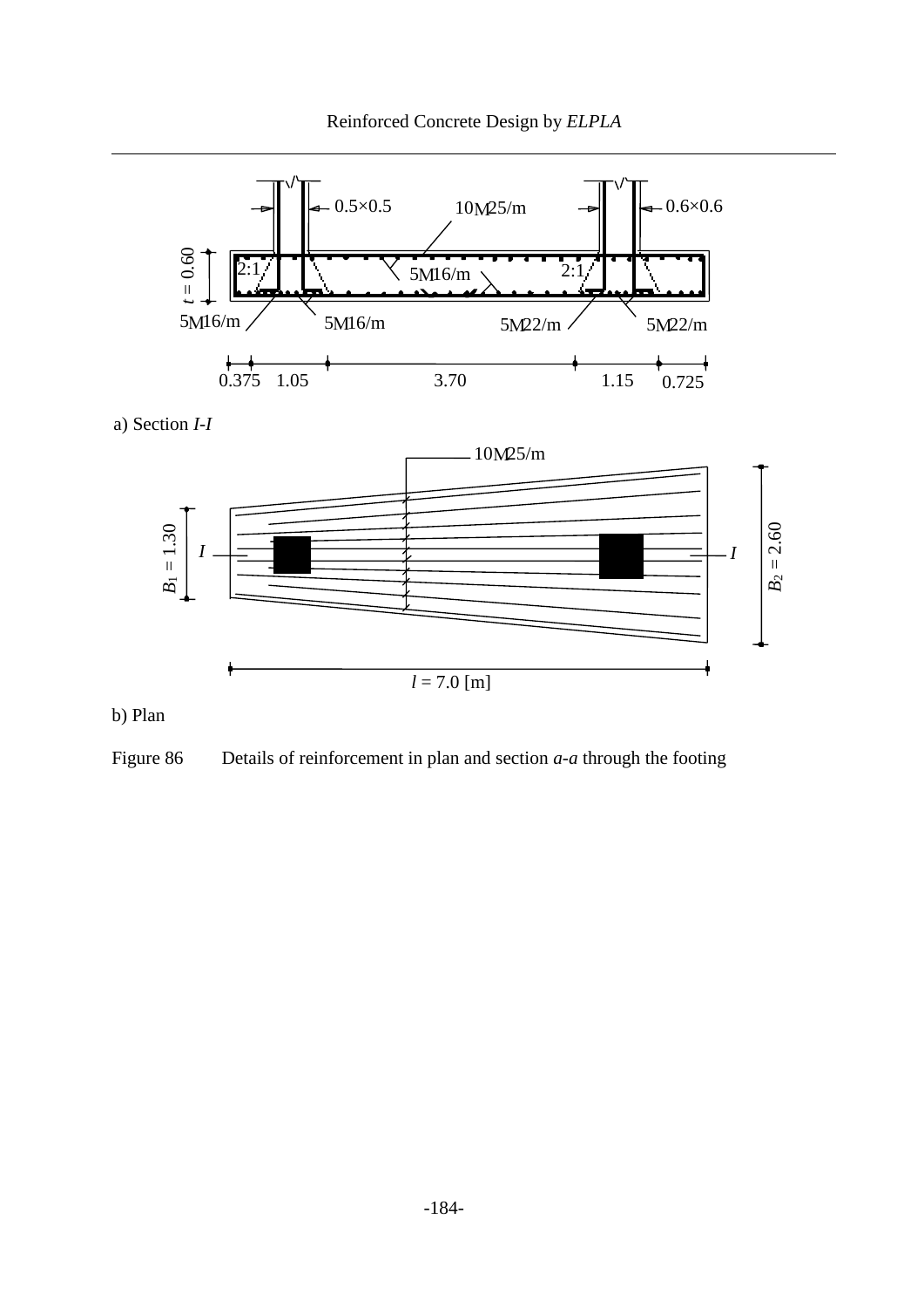0.5×0.5

10M25/m

0.6×0.6

$t$ = 0.60

2:1

5M16/m

2:1

5M16/m

5M16/m

5M22/m

5M22/m

0.375 1.05 3.70 1.15 0.725

a) Section *I-I*

10M25/m

$B_1$ = 1.30

*I*

*I*

$B_2$ = 2.60

$l$ = 7.0 [m]

b) Plan

Figure 86 Details of reinforcement in plan and section *a-a* through the footing